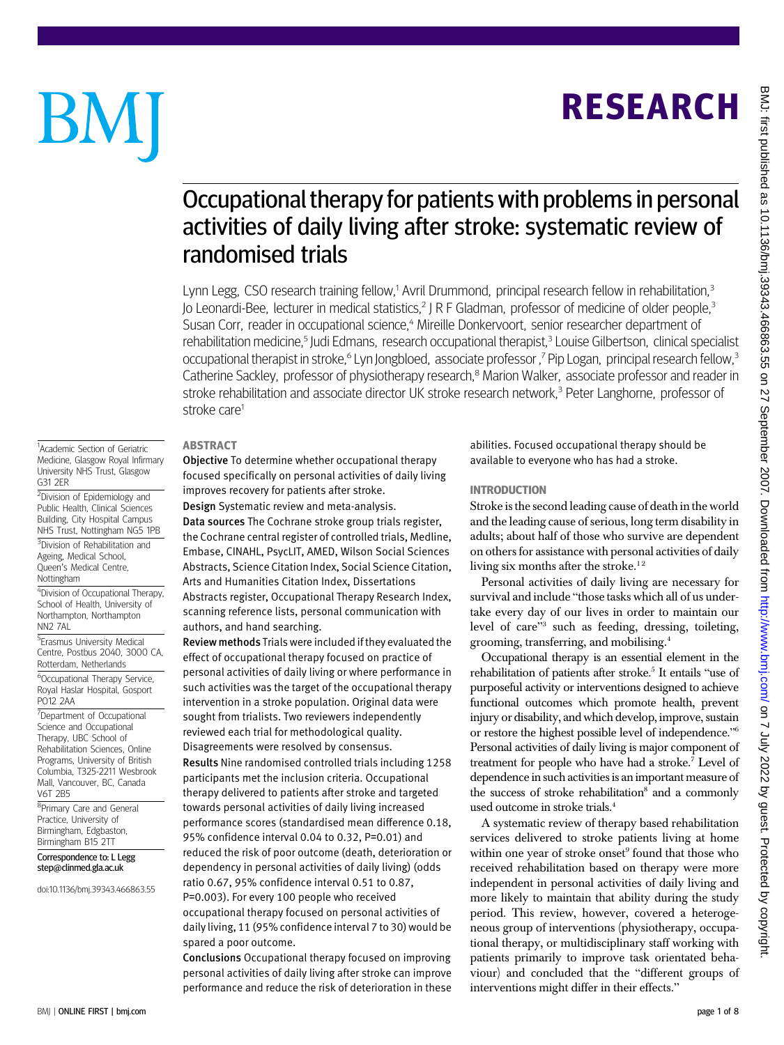# Occupational therapy for patients with problems in personal activities of daily living after stroke: systematic review of randomised trials

Lynn Legg, CSO research training fellow,[1] Avril Drummond, principal research fellow in rehabilitation,[3] Jo Leonardi-Bee, lecturer in medical statistics,[2] J R F Gladman, professor of medicine of older people,[3] Susan Corr, reader in occupational science,[4] Mireille Donkervoort, senior researcher department of rehabilitation medicine,[5] Judi Edmans, research occupational therapist,[3] Louise Gilbertson, clinical specialist occupational therapist in stroke,[6] Lyn Jongbloed, associate professor,[7] Pip Logan, principal research fellow,[3] Catherine Sackley, professor of physiotherapy research,[8] Marion Walker, associate professor and reader in stroke rehabilitation and associate director UK stroke research network,[3] Peter Langhorne, professor of stroke care[1]

[1]Academic Section of Geriatric Medicine, Glasgow Royal Infirmary University NHS Trust, Glasgow G31 2ER

[2]Division of Epidemiology and Public Health, Clinical Sciences Building, City Hospital Campus NHS Trust, Nottingham NG5 1PB

[3]Division of Rehabilitation and Ageing, Medical School, Queen's Medical Centre, Nottingham

[4]Division of Occupational Therapy, School of Health, University of Northampton, Northampton NN2 7AL

[5]Erasmus University Medical Centre, Postbus 2040, 3000 CA, Rotterdam, Netherlands

[6]Occupational Therapy Service, Royal Haslar Hospital, Gosport PO12 2AA

[7]Department of Occupational Science and Occupational Therapy, UBC School of Rehabilitation Sciences, Online Programs, University of British Columbia, T325-2211 Wesbrook Mall, Vancouver, BC, Canada V6T 2B5

[8]Primary Care and General Practice, University of Birmingham, Edgbaston, Birmingham B15 2TT

Correspondence to: L Legg step@clinmed.gla.ac.uk

doi:10.1136/bmj.39343.466863.55

## ABSTRACT

**Objective** To determine whether occupational therapy focused specifically on personal activities of daily living improves recovery for patients after stroke.

**Design** Systematic review and meta-analysis.

**Data sources** The Cochrane stroke group trials register, the Cochrane central register of controlled trials, Medline, Embase, CINAHL, PsycLIT, AMED, Wilson Social Sciences Abstracts, Science Citation Index, Social Science Citation, Arts and Humanities Citation Index, Dissertations Abstracts register, Occupational Therapy Research Index, scanning reference lists, personal communication with authors, and hand searching.

**Review methods** Trials were included if they evaluated the effect of occupational therapy focused on practice of personal activities of daily living or where performance in such activities was the target of the occupational therapy intervention in a stroke population. Original data were sought from trialists. Two reviewers independently reviewed each trial for methodological quality. Disagreements were resolved by consensus.

**Results** Nine randomised controlled trials including 1258 participants met the inclusion criteria. Occupational therapy delivered to patients after stroke and targeted towards personal activities of daily living increased performance scores (standardised mean difference 0.18, 95% confidence interval 0.04 to 0.32, P=0.01) and reduced the risk of poor outcome (death, deterioration or dependency in personal activities of daily living) (odds ratio 0.67, 95% confidence interval 0.51 to 0.87, P=0.003). For every 100 people who received occupational therapy focused on personal activities of daily living, 11 (95% confidence interval 7 to 30) would be spared a poor outcome.

**Conclusions** Occupational therapy focused on improving personal activities of daily living after stroke can improve performance and reduce the risk of deterioration in these abilities. Focused occupational therapy should be available to everyone who has had a stroke.

## INTRODUCTION

Stroke is the second leading cause of death in the world and the leading cause of serious, long term disability in adults; about half of those who survive are dependent on others for assistance with personal activities of daily living six months after the stroke.[1 2]

Personal activities of daily living are necessary for survival and include "those tasks which all of us undertake every day of our lives in order to maintain our level of care"[3] such as feeding, dressing, toileting, grooming, transferring, and mobilising.[4]

Occupational therapy is an essential element in the rehabilitation of patients after stroke.[5] It entails "use of purposeful activity or interventions designed to achieve functional outcomes which promote health, prevent injury or disability, and which develop, improve, sustain or restore the highest possible level of independence."[6] Personal activities of daily living is major component of treatment for people who have had a stroke.[7] Level of dependence in such activities is an important measure of the success of stroke rehabilitation[8] and a commonly used outcome in stroke trials.[4]

A systematic review of therapy based rehabilitation services delivered to stroke patients living at home within one year of stroke onset[9] found that those who received rehabilitation based on therapy were more independent in personal activities of daily living and more likely to maintain that ability during the study period. This review, however, covered a heterogeneous group of interventions (physiotherapy, occupational therapy, or multidisciplinary staff working with patients primarily to improve task orientated behaviour) and concluded that the "different groups of interventions might differ in their effects."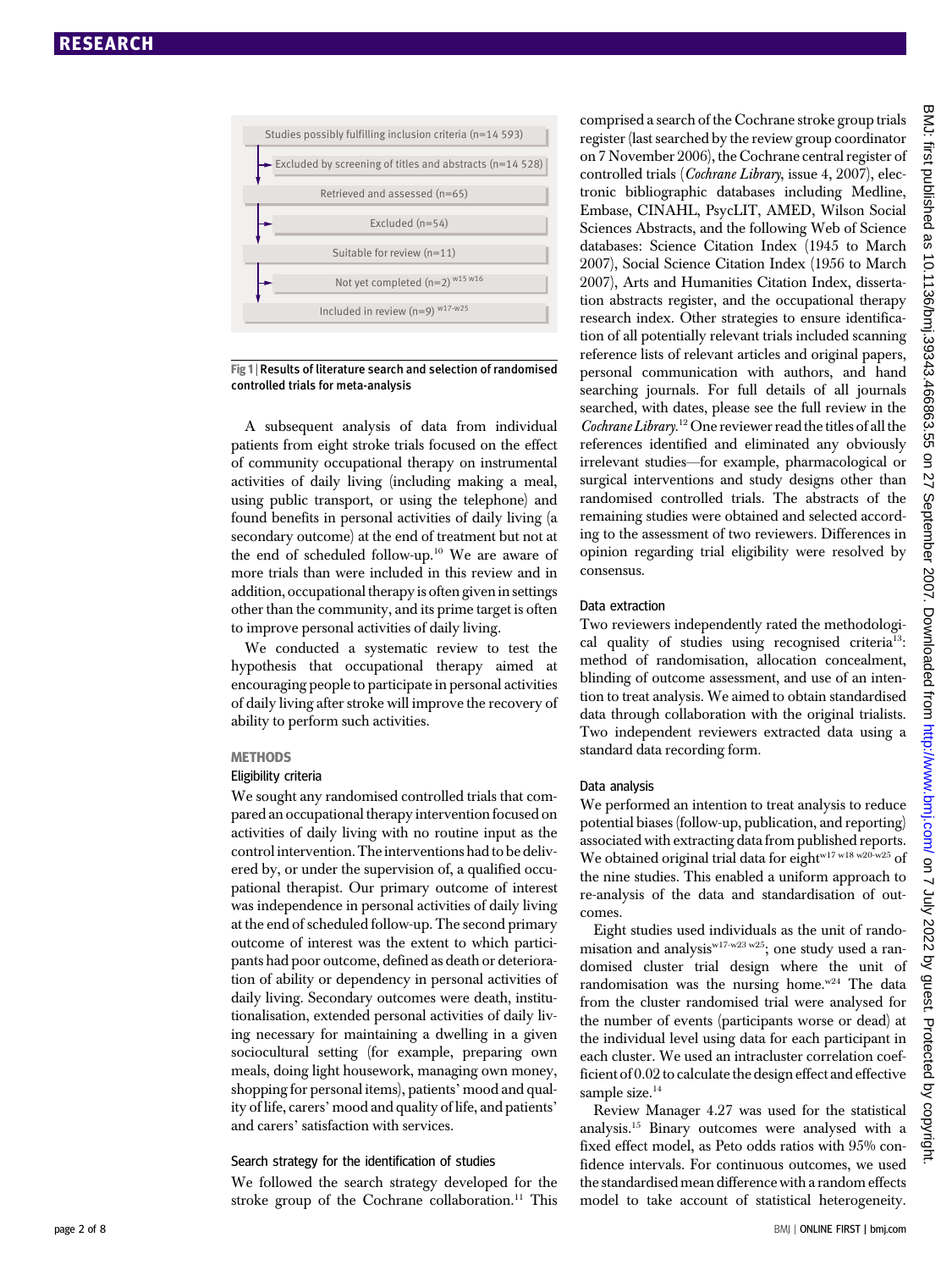Studies possibly fulfilling inclusion criteria (n=14 593)

Excluded by screening of titles and abstracts (n=14 528)

Retrieved and assessed (n=65)

Excluded (n=54)

Suitable for review (n=11)

Not yet completed (n=2) [w15 w16]

Included in review (n=9) [w17-w25]

**Fig 1** | **Results of literature search and selection of randomised controlled trials for meta-analysis**

A subsequent analysis of data from individual patients from eight stroke trials focused on the effect of community occupational therapy on instrumental activities of daily living (including making a meal, using public transport, or using the telephone) and found benefits in personal activities of daily living (a secondary outcome) at the end of treatment but not at the end of scheduled follow-up.[10] We are aware of more trials than were included in this review and in addition, occupational therapy is often given in settings other than the community, and its prime target is often to improve personal activities of daily living.

We conducted a systematic review to test the hypothesis that occupational therapy aimed at encouraging people to participate in personal activities of daily living after stroke will improve the recovery of ability to perform such activities.

## METHODS

### Eligibility criteria

We sought any randomised controlled trials that compared an occupational therapy intervention focused on activities of daily living with no routine input as the control intervention. The interventions had to be delivered by, or under the supervision of, a qualified occupational therapist. Our primary outcome of interest was independence in personal activities of daily living at the end of scheduled follow-up. The second primary outcome of interest was the extent to which participants had poor outcome, defined as death or deterioration of ability or dependency in personal activities of daily living. Secondary outcomes were death, institutionalisation, extended personal activities of daily living necessary for maintaining a dwelling in a given sociocultural setting (for example, preparing own meals, doing light housework, managing own money, shopping for personal items), patients' mood and quality of life, carers' mood and quality of life, and patients' and carers' satisfaction with services.

### Search strategy for the identification of studies

We followed the search strategy developed for the stroke group of the Cochrane collaboration.[11] This comprised a search of the Cochrane stroke group trials register (last searched by the review group coordinator on 7 November 2006), the Cochrane central register of controlled trials (*Cochrane Library*, issue 4, 2007), electronic bibliographic databases including Medline, Embase, CINAHL, PsycLIT, AMED, Wilson Social Sciences Abstracts, and the following Web of Science databases: Science Citation Index (1945 to March 2007), Social Science Citation Index (1956 to March 2007), Arts and Humanities Citation Index, dissertation abstracts register, and the occupational therapy research index. Other strategies to ensure identification of all potentially relevant trials included scanning reference lists of relevant articles and original papers, personal communication with authors, and hand searching journals. For full details of all journals searched, with dates, please see the full review in the *Cochrane Library*.[12] One reviewer read the titles of all the references identified and eliminated any obviously irrelevant studies—for example, pharmacological or surgical interventions and study designs other than randomised controlled trials. The abstracts of the remaining studies were obtained and selected according to the assessment of two reviewers. Differences in opinion regarding trial eligibility were resolved by consensus.

### Data extraction

Two reviewers independently rated the methodological quality of studies using recognised criteria[13]: method of randomisation, allocation concealment, blinding of outcome assessment, and use of an intention to treat analysis. We aimed to obtain standardised data through collaboration with the original trialists. Two independent reviewers extracted data using a standard data recording form.

### Data analysis

We performed an intention to treat analysis to reduce potential biases (follow-up, publication, and reporting) associated with extracting data from published reports. We obtained original trial data for eight[w17 w18 w20-w25] of the nine studies. This enabled a uniform approach to re-analysis of the data and standardisation of outcomes.

Eight studies used individuals as the unit of randomisation and analysis[w17-w23 w25]; one study used a randomised cluster trial design where the unit of randomisation was the nursing home.[w24] The data from the cluster randomised trial were analysed for the number of events (participants worse or dead) at the individual level using data for each participant in each cluster. We used an intracluster correlation coefficient of 0.02 to calculate the design effect and effective sample size.[14]

Review Manager 4.27 was used for the statistical analysis.[15] Binary outcomes were analysed with a fixed effect model, as Peto odds ratios with 95% confidence intervals. For continuous outcomes, we used the standardised mean difference with a random effects model to take account of statistical heterogeneity.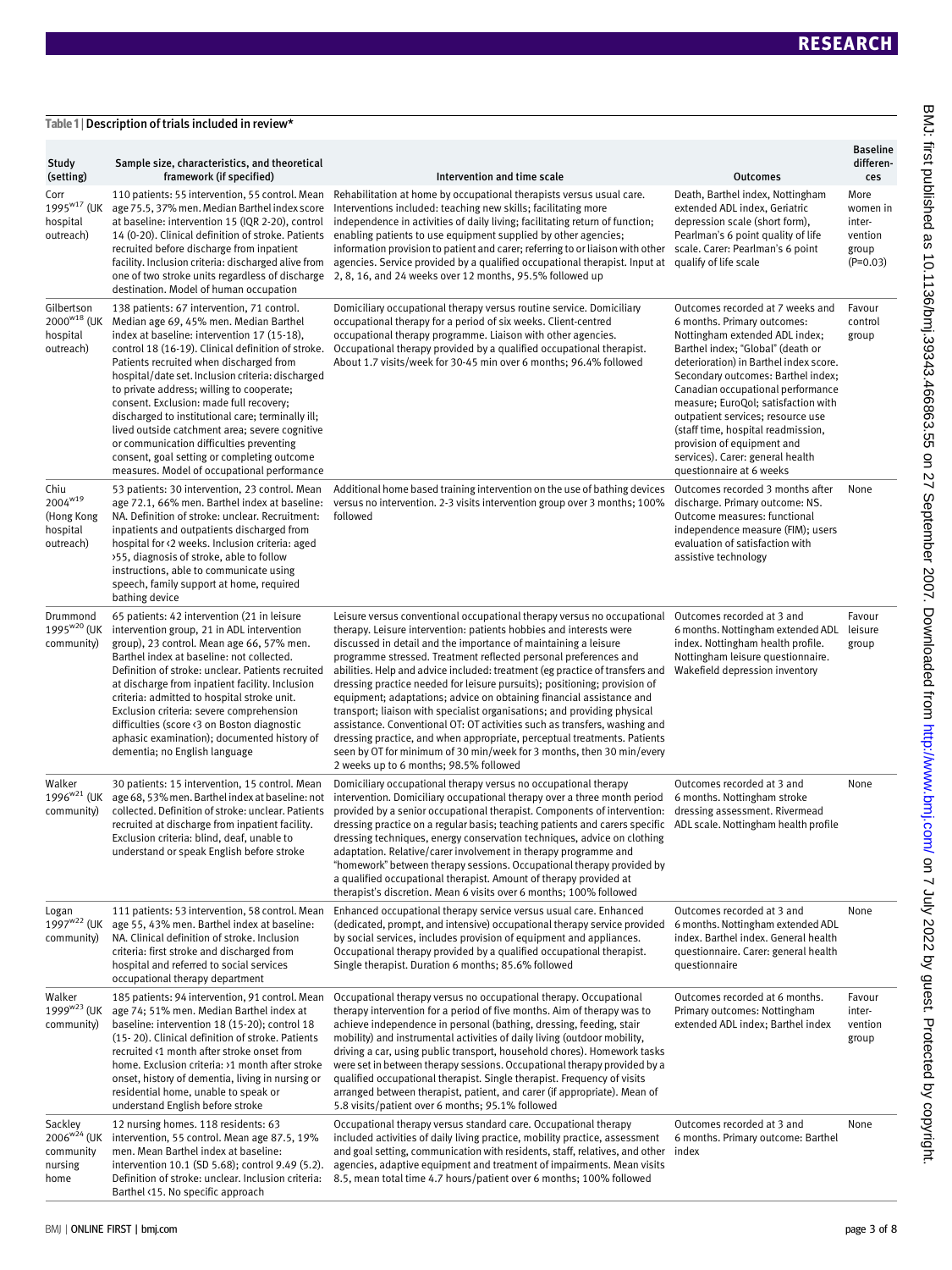Table 1 | Description of trials included in review*

| Study (setting) | Sample size, characteristics, and theoretical framework (if specified) | Intervention and time scale | Outcomes | Baseline differences |
|---|---|---|---|---|
| Corr 1995[w17] (UK hospital outreach) | 110 patients: 55 intervention, 55 control. Mean age 75.5, 37% men. Median Barthel index score at baseline: intervention 15 (IQR 2-20), control 14 (0-20). Clinical definition of stroke. Patients recruited before discharge from inpatient facility. Inclusion criteria: discharged alive from one of two stroke units regardless of discharge destination. Model of human occupation | Rehabilitation at home by occupational therapists versus usual care. Interventions included: teaching new skills; facilitating more independence in activities of daily living; facilitating return of function; enabling patients to use equipment supplied by other agencies; information provision to patient and carer; referring to or liaison with other agencies. Service provided by a qualified occupational therapist. Input at 2, 8, 16, and 24 weeks over 12 months, 95.5% followed up | Death, Barthel index, Nottingham extended ADL index, Geriatric depression scale (short form), Pearlman's 6 point quality of life scale. Carer: Pearlman's 6 point qualify of life scale | More women in intervention group (P=0.03) |
| Gilbertson 2000[w18] (UK hospital outreach) | 138 patients: 67 intervention, 71 control. Median age 69, 45% men. Median Barthel index at baseline: intervention 17 (15-18), control 18 (16-19). Clinical definition of stroke. Patients recruited when discharged from hospital/date set. Inclusion criteria: discharged to private address; willing to cooperate; consent. Exclusion: made full recovery; discharged to institutional care; terminally ill; lived outside catchment area; severe cognitive or communication difficulties preventing consent, goal setting or completing outcome measures. Model of occupational performance | Domiciliary occupational therapy versus routine service. Domiciliary occupational therapy for a period of six weeks. Client-centred occupational therapy programme. Liaison with other agencies. Occupational therapy provided by a qualified occupational therapist. About 1.7 visits/week for 30-45 min over 6 months; 96.4% followed | Outcomes recorded at 7 weeks and 6 months. Primary outcomes: Nottingham extended ADL index; Barthel index; "Global" (death or deterioration) in Barthel index score. Secondary outcomes: Barthel index; Canadian occupational performance measure; EuroQol; satisfaction with outpatient services; resource use (staff time, hospital readmission, provision of equipment and services). Carer: general health questionnaire at 6 weeks | Favour control group |
| Chiu 2004[w19] (Hong Kong hospital outreach) | 53 patients: 30 intervention, 23 control. Mean age 72.1, 66% men. Barthel index at baseline: NA. Definition of stroke: unclear. Recruitment: inpatients and outpatients discharged from hospital for <2 weeks. Inclusion criteria: aged >55, diagnosis of stroke, able to follow instructions, able to communicate using speech, family support at home, required bathing device | Additional home based training intervention on the use of bathing devices versus no intervention. 2-3 visits intervention group over 3 months; 100% followed | Outcomes recorded 3 months after discharge. Primary outcome: NS. Outcome measures: functional independence measure (FIM); users evaluation of satisfaction with assistive technology | None |
| Drummond 1995[w20] (UK community) | 65 patients: 42 intervention (21 in leisure intervention group, 21 in ADL intervention group), 23 control. Mean age 66, 57% men. Barthel index at baseline: not collected. Definition of stroke: unclear. Patients recruited at discharge from inpatient facility. Inclusion criteria: admitted to hospital stroke unit. Exclusion criteria: severe comprehension difficulties (score <3 on Boston diagnostic aphasic examination); documented history of dementia; no English language | Leisure versus conventional occupational therapy versus no occupational therapy. Leisure intervention: patients hobbies and interests were discussed in detail and the importance of maintaining a leisure programme stressed. Treatment reflected personal preferences and abilities. Help and advice included: treatment (eg practice of transfers and dressing practice needed for leisure pursuits); positioning; provision of equipment; adaptations; advice on obtaining financial assistance and transport; liaison with specialist organisations; and providing physical assistance. Conventional OT: OT activities such as transfers, washing and dressing practice, and when appropriate, perceptual treatments. Patients seen by OT for minimum of 30 min/week for 3 months, then 30 min/every 2 weeks up to 6 months; 98.5% followed | Outcomes recorded at 3 and 6 months. Nottingham extended ADL index. Nottingham health profile. Nottingham leisure questionnaire. Wakefield depression inventory | Favour leisure group |
| Walker 1996[w21] (UK community) | 30 patients: 15 intervention, 15 control. Mean age 68, 53% men. Barthel index at baseline: not collected. Definition of stroke: unclear. Patients recruited at discharge from inpatient facility. Exclusion criteria: blind, deaf, unable to understand or speak English before stroke | Domiciliary occupational therapy versus no occupational therapy intervention. Domiciliary occupational therapy over a three month period provided by a senior occupational therapist. Components of intervention: dressing practice on a regular basis; teaching patients and carers specific dressing techniques, energy conservation techniques, advice on clothing adaptation. Relative/carer involvement in therapy programme and "homework" between therapy sessions. Occupational therapy provided by a qualified occupational therapist. Amount of therapy provided at therapist's discretion. Mean 6 visits over 6 months; 100% followed | Outcomes recorded at 3 and 6 months. Nottingham stroke dressing assessment. Rivermead ADL scale. Nottingham health profile | None |
| Logan 1997[w22] (UK community) | 111 patients: 53 intervention, 58 control. Mean age 55, 43% men. Barthel index at baseline: NA. Clinical definition of stroke. Inclusion criteria: first stroke and discharged from hospital and referred to social services occupational therapy department | Enhanced occupational therapy service versus usual care. Enhanced (dedicated, prompt, and intensive) occupational therapy service provided by social services, includes provision of equipment and appliances. Occupational therapy provided by a qualified occupational therapist. Single therapist. Duration 6 months; 85.6% followed | Outcomes recorded at 3 and 6 months. Nottingham extended ADL index. Barthel index. General health questionnaire. Carer: general health questionnaire | None |
| Walker 1999[w23] (UK community) | 185 patients: 94 intervention, 91 control. Mean age 74; 51% men. Median Barthel index at baseline: intervention 18 (15-20); control 18 (15- 20). Clinical definition of stroke. Patients recruited <1 month after stroke onset from home. Exclusion criteria: >1 month after stroke onset, history of dementia, living in nursing or residential home, unable to speak or understand English before stroke | Occupational therapy versus no occupational therapy. Occupational therapy intervention for a period of five months. Aim of therapy was to achieve independence in personal (bathing, dressing, feeding, stair mobility) and instrumental activities of daily living (outdoor mobility, driving a car, using public transport, household chores). Homework tasks were set in between therapy sessions. Occupational therapy provided by a qualified occupational therapist. Single therapist. Frequency of visits arranged between therapist, patient, and carer (if appropriate). Mean of 5.8 visits/patient over 6 months; 95.1% followed | Outcomes recorded at 6 months. Primary outcomes: Nottingham extended ADL index; Barthel index | Favour intervention group |
| Sackley 2006[w24] (UK community nursing home | 12 nursing homes. 118 residents: 63 intervention, 55 control. Mean age 87.5, 19% men. Mean Barthel index at baseline: intervention 10.1 (SD 5.68); control 9.49 (5.2). Definition of stroke: unclear. Inclusion criteria: Barthel <15. No specific approach | Occupational therapy versus standard care. Occupational therapy included activities of daily living practice, mobility practice, assessment and goal setting, communication with residents, staff, relatives, and other agencies, adaptive equipment and treatment of impairments. Mean visits 8.5, mean total time 4.7 hours/patient over 6 months; 100% followed | Outcomes recorded at 3 and 6 months. Primary outcome: Barthel index | None |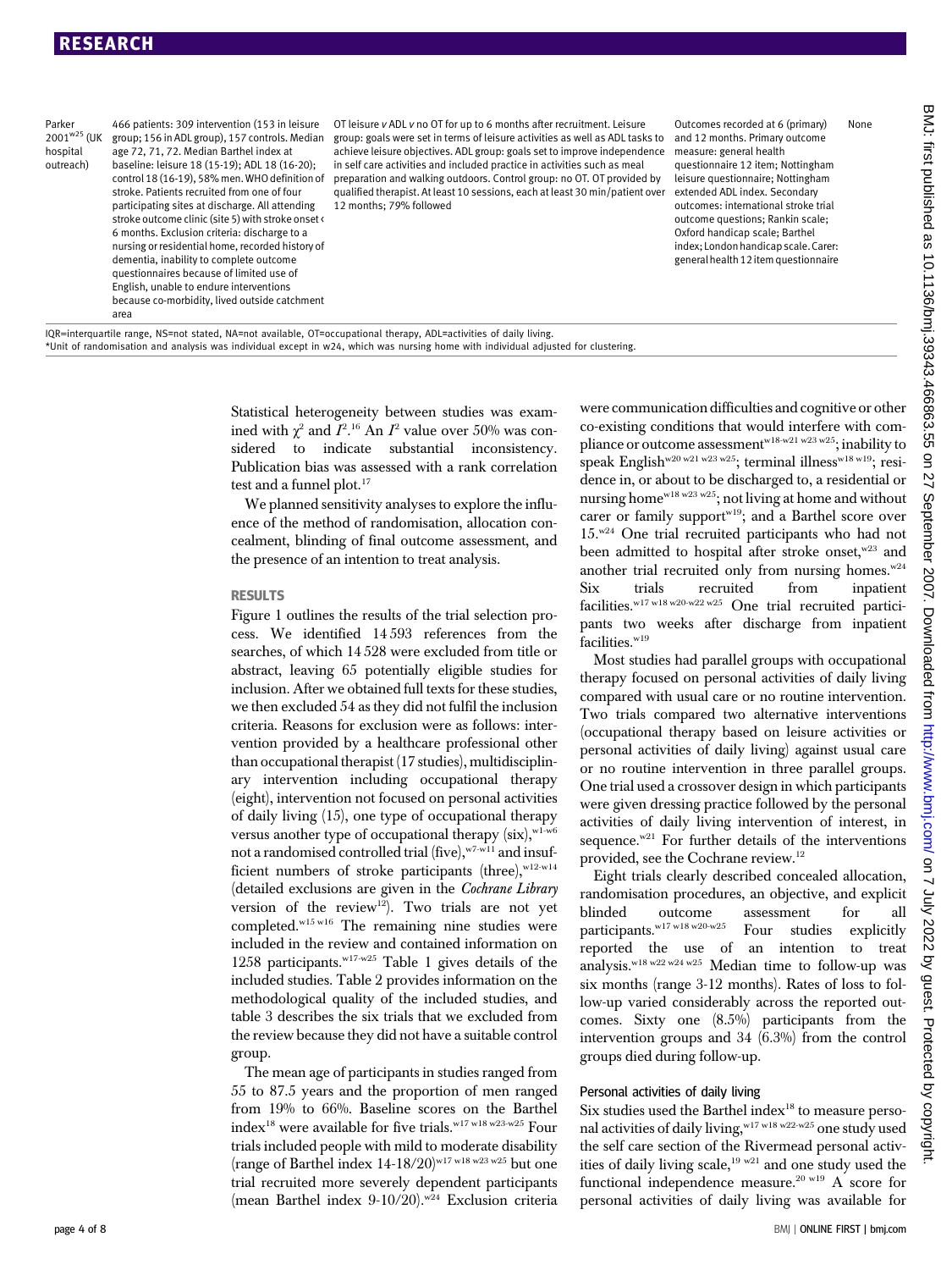| | | | | |
|---|---|---|---|---|
| Parker 2001[w25] (UK hospital outreach) | 466 patients: 309 intervention (153 in leisure group; 156 in ADL group), 157 controls. Median age 72, 71, 72. Median Barthel index at baseline: leisure 18 (15-19); ADL 18 (16-20); control 18 (16-19), 58% men. WHO definition of stroke. Patients recruited from one of four participating sites at discharge. All attending stroke outcome clinic (site 5) with stroke onset < 6 months. Exclusion criteria: discharge to a nursing or residential home, recorded history of dementia, inability to complete outcome questionnaires because of limited use of English, unable to endure interventions because co-morbidity, lived outside catchment area | OT leisure v ADL v no OT for up to 6 months after recruitment. Leisure group: goals were set in terms of leisure activities as well as ADL tasks to achieve leisure objectives. ADL group: goals set to improve independence in self care activities and included practice in activities such as meal preparation and walking outdoors. Control group: no OT. OT provided by qualified therapist. At least 10 sessions, each at least 30 min/patient over 12 months; 79% followed | Outcomes recorded at 6 (primary) and 12 months. Primary outcome measure: general health questionnaire 12 item; Nottingham leisure questionnaire; Nottingham extended ADL index. Secondary outcomes: international stroke trial outcome questions; Rankin scale; Oxford handicap scale; Barthel index; London handicap scale. Carer: general health 12 item questionnaire | None |

IQR=interquartile range, NS=not stated, NA=not available, OT=occupational therapy, ADL=activities of daily living.
*Unit of randomisation and analysis was individual except in w24, which was nursing home with individual adjusted for clustering.

Statistical heterogeneity between studies was examined with $\chi^2$ and $I^2$.[16] An $I^2$ value over 50% was considered to indicate substantial inconsistency. Publication bias was assessed with a rank correlation test and a funnel plot.[17]

We planned sensitivity analyses to explore the influence of the method of randomisation, allocation concealment, blinding of final outcome assessment, and the presence of an intention to treat analysis.

## RESULTS

Figure 1 outlines the results of the trial selection process. We identified 14 593 references from the searches, of which 14 528 were excluded from title or abstract, leaving 65 potentially eligible studies for inclusion. After we obtained full texts for these studies, we then excluded 54 as they did not fulfil the inclusion criteria. Reasons for exclusion were as follows: intervention provided by a healthcare professional other than occupational therapist (17 studies), multidisciplinary intervention including occupational therapy (eight), intervention not focused on personal activities of daily living (15), one type of occupational therapy versus another type of occupational therapy (six),[w1-w6] not a randomised controlled trial (five),[w7-w11] and insufficient numbers of stroke participants (three),[w12-w14] (detailed exclusions are given in the *Cochrane Library* version of the review[12]). Two trials are not yet completed.[w15 w16] The remaining nine studies were included in the review and contained information on 1258 participants.[w17-w25] Table 1 gives details of the included studies. Table 2 provides information on the methodological quality of the included studies, and table 3 describes the six trials that we excluded from the review because they did not have a suitable control group.

The mean age of participants in studies ranged from 55 to 87.5 years and the proportion of men ranged from 19% to 66%. Baseline scores on the Barthel index[18] were available for five trials.[w17 w18 w23-w25] Four trials included people with mild to moderate disability (range of Barthel index 14-18/20)[w17 w18 w23 w25] but one trial recruited more severely dependent participants (mean Barthel index 9-10/20).[w24] Exclusion criteria were communication difficulties and cognitive or other co-existing conditions that would interfere with compliance or outcome assessment[w18-w21 w23 w25]; inability to speak English[w20 w21 w23 w25]; terminal illness[w18 w19]; residence in, or about to be discharged to, a residential or nursing home[w18 w23 w25]; not living at home and without carer or family support[w19]; and a Barthel score over 15.[w24] One trial recruited participants who had not been admitted to hospital after stroke onset,[w23] and another trial recruited only from nursing homes.[w24] Six trials recruited from inpatient facilities.[w17 w18 w20-w22 w25] One trial recruited participants two weeks after discharge from inpatient facilities.[w19]

Most studies had parallel groups with occupational therapy focused on personal activities of daily living compared with usual care or no routine intervention. Two trials compared two alternative interventions (occupational therapy based on leisure activities or personal activities of daily living) against usual care or no routine intervention in three parallel groups. One trial used a crossover design in which participants were given dressing practice followed by the personal activities of daily living intervention of interest, in sequence.[w21] For further details of the interventions provided, see the Cochrane review.[12]

Eight trials clearly described concealed allocation, randomisation procedures, an objective, and explicit blinded outcome assessment for all participants.[w17 w18 w20-w25] Four studies explicitly reported the use of an intention to treat analysis.[w18 w22 w24 w25] Median time to follow-up was six months (range 3-12 months). Rates of loss to follow-up varied considerably across the reported outcomes. Sixty one (8.5%) participants from the intervention groups and 34 (6.3%) from the control groups died during follow-up.

### Personal activities of daily living

Six studies used the Barthel index[18] to measure personal activities of daily living,[w17 w18 w22-w25] one study used the self care section of the Rivermead personal activities of daily living scale,[19 w21] and one study used the functional independence measure.[20 w19] A score for personal activities of daily living was available for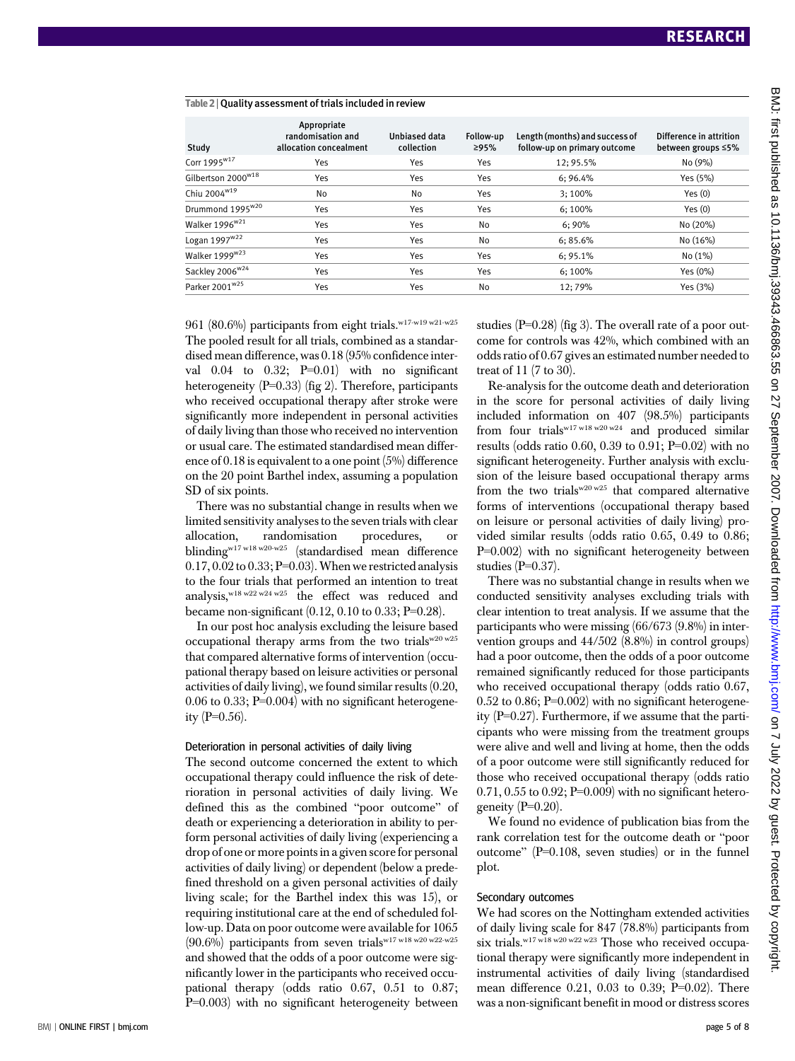**Table 2 | Quality assessment of trials included in review**

| Study | Appropriate randomisation and allocation concealment | Unbiased data collection | Follow-up ≥95% | Length (months) and success of follow-up on primary outcome | Difference in attrition between groups ≤5% |
|---|---|---|---|---|---|
| Corr 1995[w17] | Yes | Yes | Yes | 12; 95.5% | No (9%) |
| Gilbertson 2000[w18] | Yes | Yes | Yes | 6; 96.4% | Yes (5%) |
| Chiu 2004[w19] | No | No | Yes | 3; 100% | Yes (0) |
| Drummond 1995[w20] | Yes | Yes | Yes | 6; 100% | Yes (0) |
| Walker 1996[w21] | Yes | Yes | No | 6; 90% | No (20%) |
| Logan 1997[w22] | Yes | Yes | No | 6; 85.6% | No (16%) |
| Walker 1999[w23] | Yes | Yes | Yes | 6; 95.1% | No (1%) |
| Sackley 2006[w24] | Yes | Yes | Yes | 6; 100% | Yes (0%) |
| Parker 2001[w25] | Yes | Yes | No | 12; 79% | Yes (3%) |

961 (80.6%) participants from eight trials.[w17-w19 w21-w25] The pooled result for all trials, combined as a standardised mean difference, was 0.18 (95% confidence interval 0.04 to 0.32; P=0.01) with no significant heterogeneity (P=0.33) (fig 2). Therefore, participants who received occupational therapy after stroke were significantly more independent in personal activities of daily living than those who received no intervention or usual care. The estimated standardised mean difference of 0.18 is equivalent to a one point (5%) difference on the 20 point Barthel index, assuming a population SD of six points.

There was no substantial change in results when we limited sensitivity analyses to the seven trials with clear allocation, randomisation procedures, or blinding[w17 w18 w20-w25] (standardised mean difference 0.17, 0.02 to 0.33; P=0.03). When we restricted analysis to the four trials that performed an intention to treat analysis,[w18 w22 w24 w25] the effect was reduced and became non-significant (0.12, 0.10 to 0.33; P=0.28).

In our post hoc analysis excluding the leisure based occupational therapy arms from the two trials[w20 w25] that compared alternative forms of intervention (occupational therapy based on leisure activities or personal activities of daily living), we found similar results (0.20, 0.06 to 0.33; P=0.004) with no significant heterogeneity (P=0.56).

### Deterioration in personal activities of daily living

The second outcome concerned the extent to which occupational therapy could influence the risk of deterioration in personal activities of daily living. We defined this as the combined "poor outcome" of death or experiencing a deterioration in ability to perform personal activities of daily living (experiencing a drop of one or more points in a given score for personal activities of daily living) or dependent (below a predefined threshold on a given personal activities of daily living scale; for the Barthel index this was 15), or requiring institutional care at the end of scheduled follow-up. Data on poor outcome were available for 1065 (90.6%) participants from seven trials[w17 w18 w20 w22-w25] and showed that the odds of a poor outcome were significantly lower in the participants who received occupational therapy (odds ratio 0.67, 0.51 to 0.87; P=0.003) with no significant heterogeneity between studies (P=0.28) (fig 3). The overall rate of a poor outcome for controls was 42%, which combined with an odds ratio of 0.67 gives an estimated number needed to treat of 11 (7 to 30).

Re-analysis for the outcome death and deterioration in the score for personal activities of daily living included information on 407 (98.5%) participants from four trials[w17 w18 w20 w24] and produced similar results (odds ratio 0.60, 0.39 to 0.91; P=0.02) with no significant heterogeneity. Further analysis with exclusion of the leisure based occupational therapy arms from the two trials[w20 w25] that compared alternative forms of interventions (occupational therapy based on leisure or personal activities of daily living) provided similar results (odds ratio 0.65, 0.49 to 0.86; P=0.002) with no significant heterogeneity between studies (P=0.37).

There was no substantial change in results when we conducted sensitivity analyses excluding trials with clear intention to treat analysis. If we assume that the participants who were missing (66/673 (9.8%) in intervention groups and 44/502 (8.8%) in control groups) had a poor outcome, then the odds of a poor outcome remained significantly reduced for those participants who received occupational therapy (odds ratio 0.67, 0.52 to 0.86; P=0.002) with no significant heterogeneity (P=0.27). Furthermore, if we assume that the participants who were missing from the treatment groups were alive and well and living at home, then the odds of a poor outcome were still significantly reduced for those who received occupational therapy (odds ratio 0.71, 0.55 to 0.92; P=0.009) with no significant heterogeneity (P=0.20).

We found no evidence of publication bias from the rank correlation test for the outcome death or "poor outcome" (P=0.108, seven studies) or in the funnel plot.

### Secondary outcomes

We had scores on the Nottingham extended activities of daily living scale for 847 (78.8%) participants from six trials.[w17 w18 w20 w22 w23] Those who received occupational therapy were significantly more independent in instrumental activities of daily living (standardised mean difference 0.21, 0.03 to 0.39; P=0.02). There was a non-significant benefit in mood or distress scores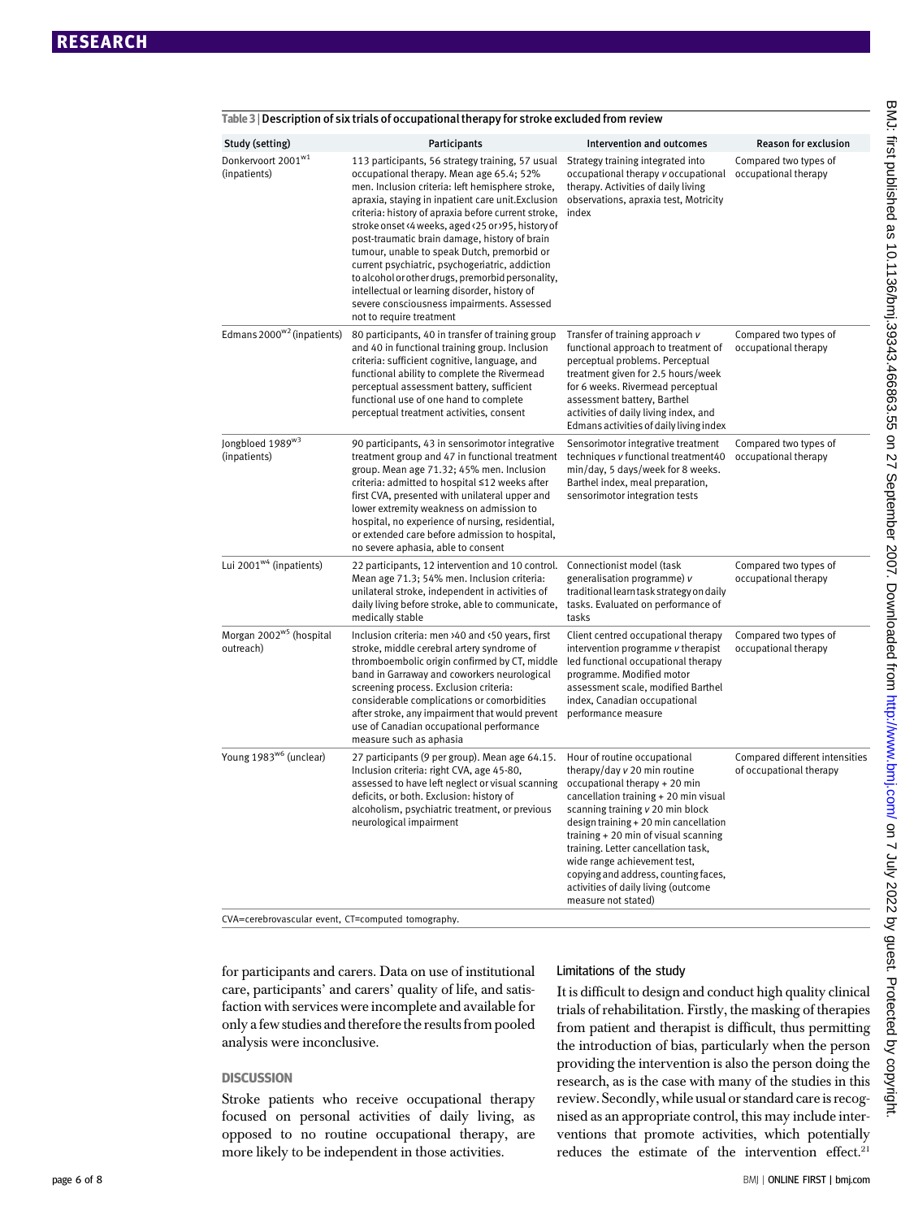**Table 3** | Description of six trials of occupational therapy for stroke excluded from review

| Study (setting) | Participants | Intervention and outcomes | Reason for exclusion |
|---|---|---|---|
| Donkervoort 2001[w1] (inpatients) | 113 participants, 56 strategy training, 57 usual occupational therapy. Mean age 65.4; 52% men. Inclusion criteria: left hemisphere stroke, apraxia, staying in inpatient care unit.Exclusion criteria: history of apraxia before current stroke, stroke onset <4 weeks, aged <25 or >95, history of post-traumatic brain damage, history of brain tumour, unable to speak Dutch, premorbid or current psychiatric, psychogeriatric, addiction to alcohol or other drugs, premorbid personality, intellectual or learning disorder, history of severe consciousness impairments. Assessed not to require treatment | Strategy training integrated into occupational therapy *v* occupational therapy. Activities of daily living observations, apraxia test, Motricity index | Compared two types of occupational therapy |
| Edmans 2000[w2] (inpatients) | 80 participants, 40 in transfer of training group and 40 in functional training group. Inclusion criteria: sufficient cognitive, language, and functional ability to complete the Rivermead perceptual assessment battery, sufficient functional use of one hand to complete perceptual treatment activities, consent | Transfer of training approach *v* functional approach to treatment of perceptual problems. Perceptual treatment given for 2.5 hours/week for 6 weeks. Rivermead perceptual assessment battery, Barthel activities of daily living index, and Edmans activities of daily living index | Compared two types of occupational therapy |
| Jongbloed 1989[w3] (inpatients) | 90 participants, 43 in sensorimotor integrative treatment group and 47 in functional treatment group. Mean age 71.32; 45% men. Inclusion criteria: admitted to hospital ≤12 weeks after first CVA, presented with unilateral upper and lower extremity weakness on admission to hospital, no experience of nursing, residential, or extended care before admission to hospital, no severe aphasia, able to consent | Sensorimotor integrative treatment techniques *v* functional treatment40 min/day, 5 days/week for 8 weeks. Barthel index, meal preparation, sensorimotor integration tests | Compared two types of occupational therapy |
| Lui 2001[w4] (inpatients) | 22 participants, 12 intervention and 10 control. Mean age 71.3; 54% men. Inclusion criteria: unilateral stroke, independent in activities of daily living before stroke, able to communicate, medically stable | Connectionist model (task generalisation programme) *v* traditional learn task strategy on daily tasks. Evaluated on performance of tasks | Compared two types of occupational therapy |
| Morgan 2002[w5] (hospital outreach) | Inclusion criteria: men >40 and <50 years, first stroke, middle cerebral artery syndrome of thromboembolic origin confirmed by CT, middle band in Garraway and coworkers neurological screening process. Exclusion criteria: considerable complications or comorbidities after stroke, any impairment that would prevent use of Canadian occupational performance measure such as aphasia | Client centred occupational therapy intervention programme *v* therapist led functional occupational therapy programme. Modified motor assessment scale, modified Barthel index, Canadian occupational performance measure | Compared two types of occupational therapy |
| Young 1983[w6] (unclear) | 27 participants (9 per group). Mean age 64.15. Inclusion criteria: right CVA, age 45-80, assessed to have left neglect or visual scanning deficits, or both. Exclusion: history of alcoholism, psychiatric treatment, or previous neurological impairment | Hour of routine occupational therapy/day *v* 20 min routine occupational therapy + 20 min cancellation training + 20 min visual scanning training *v* 20 min block design training + 20 min cancellation training + 20 min of visual scanning training. Letter cancellation task, wide range achievement test, copying and address, counting faces, activities of daily living (outcome measure not stated) | Compared different intensities of occupational therapy |

CVA=cerebrovascular event, CT=computed tomography.

for participants and carers. Data on use of institutional care, participants' and carers' quality of life, and satisfaction with services were incomplete and available for only a few studies and therefore the results from pooled analysis were inconclusive.

## DISCUSSION

Stroke patients who receive occupational therapy focused on personal activities of daily living, as opposed to no routine occupational therapy, are more likely to be independent in those activities.

### Limitations of the study

It is difficult to design and conduct high quality clinical trials of rehabilitation. Firstly, the masking of therapies from patient and therapist is difficult, thus permitting the introduction of bias, particularly when the person providing the intervention is also the person doing the research, as is the case with many of the studies in this review. Secondly, while usual or standard care is recognised as an appropriate control, this may include interventions that promote activities, which potentially reduces the estimate of the intervention effect.[21]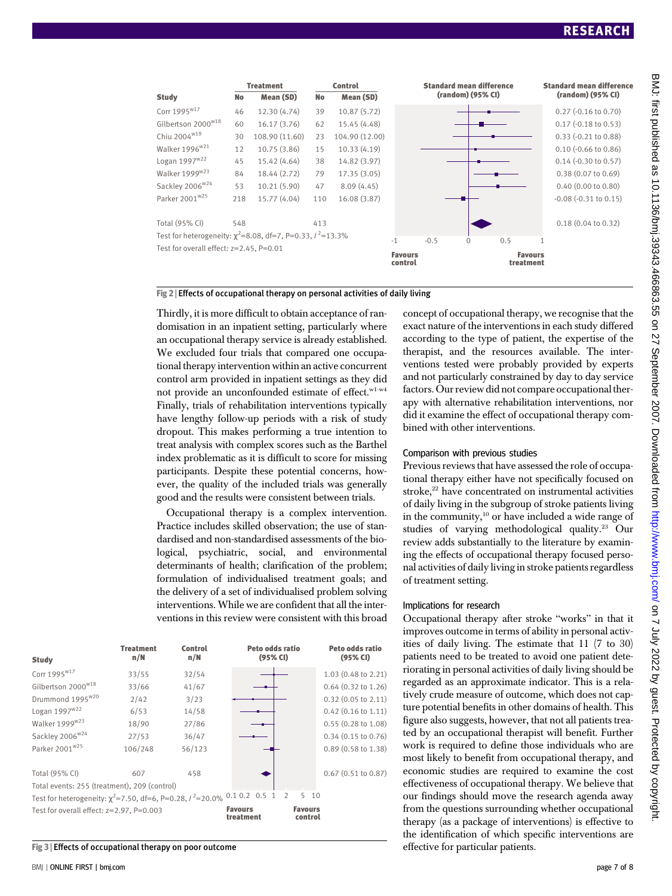| Study | Treatment No | Treatment Mean (SD) | Control No | Control Mean (SD) | Standard mean difference (random) (95% CI) |
|---|---|---|---|---|---|
| Corr 1995[w17] | 46 | 12.30 (4.74) | 39 | 10.87 (5.72) | 0.27 (-0.16 to 0.70) |
| Gilbertson 2000[w18] | 60 | 16.17 (3.76) | 62 | 15.45 (4.48) | 0.17 (-0.18 to 0.53) |
| Chiu 2004[w19] | 30 | 108.90 (11.60) | 23 | 104.90 (12.00) | 0.33 (-0.21 to 0.88) |
| Walker 1996[w21] | 12 | 10.75 (3.86) | 15 | 10.33 (4.19) | 0.10 (-0.66 to 0.86) |
| Logan 1997[w22] | 45 | 15.42 (4.64) | 38 | 14.82 (3.97) | 0.14 (-0.30 to 0.57) |
| Walker 1999[w23] | 84 | 18.44 (2.72) | 79 | 17.35 (3.05) | 0.38 (0.07 to 0.69) |
| Sackley 2006[w24] | 53 | 10.21 (5.90) | 47 | 8.09 (4.45) | 0.40 (0.00 to 0.80) |
| Parker 2001[w25] | 218 | 15.77 (4.04) | 110 | 16.08 (3.87) | -0.08 (-0.31 to 0.15) |
| Total (95% CI) | 548 | | 413 | | 0.18 (0.04 to 0.32) |

Test for heterogeneity: $\chi^2$=8.08, df=7, P=0.33, $I^2$=13.3%

Test for overall effect: z=2.45, P=0.01

Standard mean difference (random) (95% CI)

-1 -0.5 0 0.5 1

Favours control

Favours treatment

Fig 2 | Effects of occupational therapy on personal activities of daily living

Thirdly, it is more difficult to obtain acceptance of randomisation in an inpatient setting, particularly where an occupational therapy service is already established. We excluded four trials that compared one occupational therapy intervention within an active concurrent control arm provided in inpatient settings as they did not provide an unconfounded estimate of effect.[w1-w4] Finally, trials of rehabilitation interventions typically have lengthy follow-up periods with a risk of study dropout. This makes performing a true intention to treat analysis with complex scores such as the Barthel index problematic as it is difficult to score for missing participants. Despite these potential concerns, however, the quality of the included trials was generally good and the results were consistent between trials.

Occupational therapy is a complex intervention. Practice includes skilled observation; the use of standardised and non-standardised assessments of the biological, psychiatric, social, and environmental determinants of health; clarification of the problem; formulation of individualised treatment goals; and the delivery of a set of individualised problem solving interventions. While we are confident that all the interventions in this review were consistent with this broad concept of occupational therapy, we recognise that the exact nature of the interventions in each study differed according to the type of patient, the expertise of the therapist, and the resources available. The interventions tested were probably provided by experts and not particularly constrained by day to day service factors. Our review did not compare occupational therapy with alternative rehabilitation interventions, nor did it examine the effect of occupational therapy combined with other interventions.

### Comparison with previous studies

Previous reviews that have assessed the role of occupational therapy either have not specifically focused on stroke,[22] have concentrated on instrumental activities of daily living in the subgroup of stroke patients living in the community,[10] or have included a wide range of studies of varying methodological quality.[23] Our review adds substantially to the literature by examining the effects of occupational therapy focused personal activities of daily living in stroke patients regardless of treatment setting.

### Implications for research

Occupational therapy after stroke "works" in that it improves outcome in terms of ability in personal activities of daily living. The estimate that 11 (7 to 30) patients need to be treated to avoid one patient deteriorating in personal activities of daily living should be regarded as an approximate indicator. This is a relatively crude measure of outcome, which does not capture potential benefits in other domains of health. This figure also suggests, however, that not all patients treated by an occupational therapist will benefit. Further work is required to define those individuals who are most likely to benefit from occupational therapy, and economic studies are required to examine the cost effectiveness of occupational therapy. We believe that our findings should move the research agenda away from the questions surrounding whether occupational therapy (as a package of interventions) is effective to the identification of which specific interventions are effective for particular patients.

| Study | Treatment n/N | Control n/N | Peto odds ratio (95% CI) |
|---|---|---|---|
| Corr 1995[w17] | 33/55 | 32/54 | 1.03 (0.48 to 2.21) |
| Gilbertson 2000[w18] | 33/66 | 41/67 | 0.64 (0.32 to 1.26) |
| Drummond 1995[w20] | 2/42 | 3/23 | 0.32 (0.05 to 2.11) |
| Logan 1997[w22] | 6/53 | 14/58 | 0.42 (0.16 to 1.11) |
| Walker 1999[w23] | 18/90 | 27/86 | 0.55 (0.28 to 1.08) |
| Sackley 2006[w24] | 27/53 | 36/47 | 0.34 (0.15 to 0.76) |
| Parker 2001[w25] | 106/248 | 56/123 | 0.89 (0.58 to 1.38) |
| Total (95% CI) | 607 | 458 | 0.67 (0.51 to 0.87) |

Total events: 255 (treatment), 209 (control)

Test for heterogeneity: $\chi^2$=7.50, df=6, P=0.28, $I^2$=20.0%

Test for overall effect: z=2.97, P=0.003

Peto odds ratio (95% CI)

0.1 0.2 0.5 1 2 5 10

Favours treatment

Favours control

Fig 3 | Effects of occupational therapy on poor outcome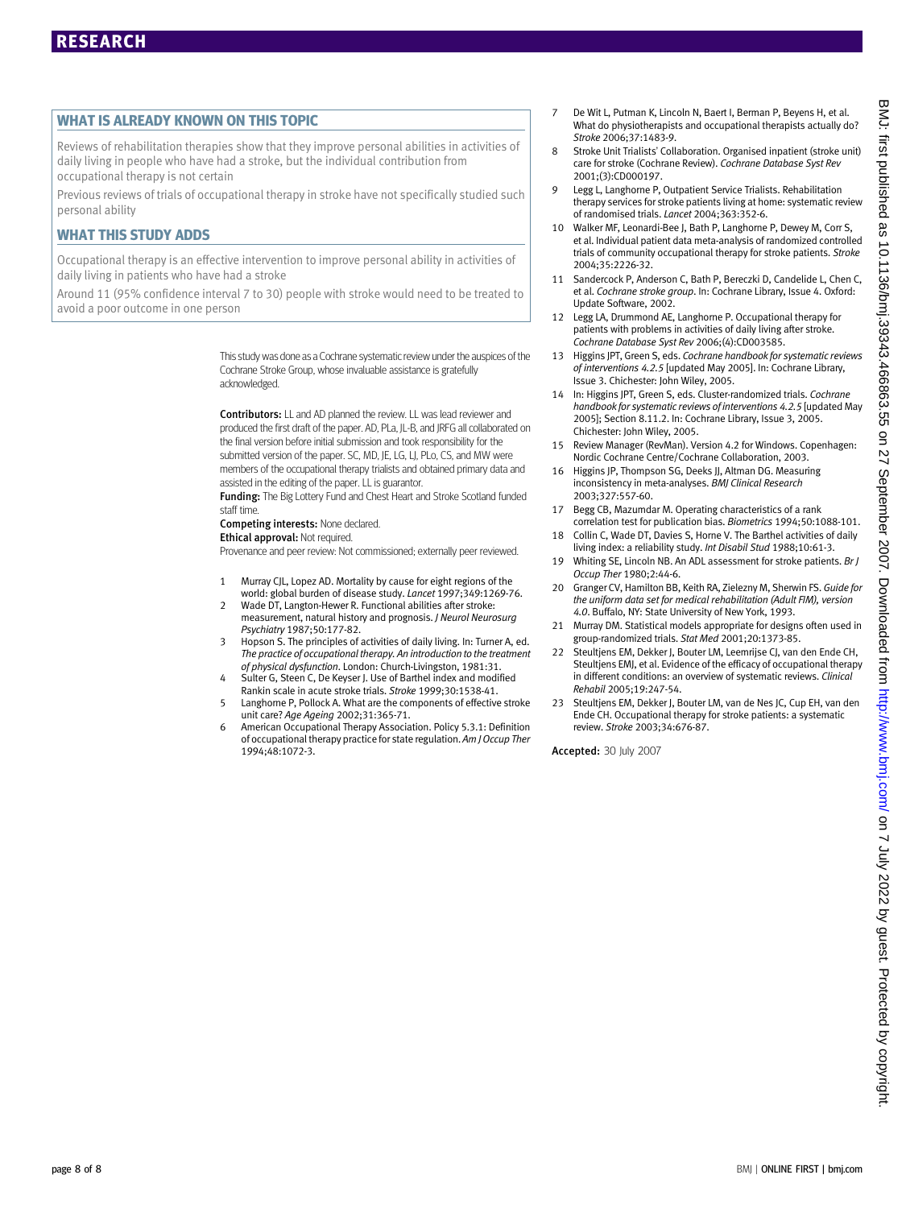## WHAT IS ALREADY KNOWN ON THIS TOPIC

Reviews of rehabilitation therapies show that they improve personal abilities in activities of daily living in people who have had a stroke, but the individual contribution from occupational therapy is not certain

Previous reviews of trials of occupational therapy in stroke have not specifically studied such personal ability

## WHAT THIS STUDY ADDS

Occupational therapy is an effective intervention to improve personal ability in activities of daily living in patients who have had a stroke

Around 11 (95% confidence interval 7 to 30) people with stroke would need to be treated to avoid a poor outcome in one person

This study was done as a Cochrane systematic review under the auspices of the Cochrane Stroke Group, whose invaluable assistance is gratefully acknowledged.

**Contributors:** LL and AD planned the review. LL was lead reviewer and produced the first draft of the paper. AD, PLa, JL-B, and JRFG all collaborated on the final version before initial submission and took responsibility for the submitted version of the paper. SC, MD, JE, LG, LJ, PLo, CS, and MW were members of the occupational therapy trialists and obtained primary data and assisted in the editing of the paper. LL is guarantor.

**Funding:** The Big Lottery Fund and Chest Heart and Stroke Scotland funded staff time.

**Competing interests:** None declared.

**Ethical approval:** Not required.

Provenance and peer review: Not commissioned; externally peer reviewed.

1. Murray CJL, Lopez AD. Mortality by cause for eight regions of the world: global burden of disease study. *Lancet* 1997;349:1269-76.
2. Wade DT, Langton-Hewer R. Functional abilities after stroke: measurement, natural history and prognosis. *J Neurol Neurosurg Psychiatry* 1987;50:177-82.
3. Hopson S. The principles of activities of daily living. In: Turner A, ed. *The practice of occupational therapy. An introduction to the treatment of physical dysfunction.* London: Church-Livingston, 1981:31.
4. Sulter G, Steen C, De Keyser J. Use of Barthel index and modified Rankin scale in acute stroke trials. *Stroke* 1999;30:1538-41.
5. Langhorne P, Pollock A. What are the components of effective stroke unit care? *Age Ageing* 2002;31:365-71.
6. American Occupational Therapy Association. Policy 5.3.1: Definition of occupational therapy practice for state regulation. *Am J Occup Ther* 1994;48:1072-3.
7. De Wit L, Putman K, Lincoln N, Baert I, Berman P, Beyens H, et al. What do physiotherapists and occupational therapists actually do? *Stroke* 2006;37:1483-9.
8. Stroke Unit Trialists' Collaboration. Organised inpatient (stroke unit) care for stroke (Cochrane Review). *Cochrane Database Syst Rev* 2001;(3):CD000197.
9. Legg L, Langhorne P, Outpatient Service Trialists. Rehabilitation therapy services for stroke patients living at home: systematic review of randomised trials. *Lancet* 2004;363:352-6.
10. Walker MF, Leonardi-Bee J, Bath P, Langhorne P, Dewey M, Corr S, et al. Individual patient data meta-analysis of randomized controlled trials of community occupational therapy for stroke patients. *Stroke* 2004;35:2226-32.
11. Sandercock P, Anderson C, Bath P, Bereczki D, Candelide L, Chen C, et al. *Cochrane stroke group*. In: Cochrane Library, Issue 4. Oxford: Update Software, 2002.
12. Legg LA, Drummond AE, Langhorne P. Occupational therapy for patients with problems in activities of daily living after stroke. *Cochrane Database Syst Rev* 2006;(4):CD003585.
13. Higgins JPT, Green S, eds. *Cochrane handbook for systematic reviews of interventions 4.2.5* [updated May 2005]. In: Cochrane Library, Issue 3. Chichester: John Wiley, 2005.
14. In: Higgins JPT, Green S, eds. Cluster-randomized trials. *Cochrane handbook for systematic reviews of interventions 4.2.5* [updated May 2005]; Section 8.11.2. In: Cochrane Library, Issue 3, 2005. Chichester: John Wiley, 2005.
15. Review Manager (RevMan). Version 4.2 for Windows. Copenhagen: Nordic Cochrane Centre/Cochrane Collaboration, 2003.
16. Higgins JP, Thompson SG, Deeks JJ, Altman DG. Measuring inconsistency in meta-analyses. *BMJ Clinical Research* 2003;327:557-60.
17. Begg CB, Mazumdar M. Operating characteristics of a rank correlation test for publication bias. *Biometrics* 1994;50:1088-101.
18. Collin C, Wade DT, Davies S, Horne V. The Barthel activities of daily living index: a reliability study. *Int Disabil Stud* 1988;10:61-3.
19. Whiting SE, Lincoln NB. An ADL assessment for stroke patients. *Br J Occup Ther* 1980;2:44-6.
20. Granger CV, Hamilton BB, Keith RA, Zielezny M, Sherwin FS. *Guide for the uniform data set for medical rehabilitation (Adult FIM), version 4.0*. Buffalo, NY: State University of New York, 1993.
21. Murray DM. Statistical models appropriate for designs often used in group-randomized trials. *Stat Med* 2001;20:1373-85.
22. Steultjens EM, Dekker J, Bouter LM, Leemrijse CJ, van den Ende CH, Steultjens EMJ, et al. Evidence of the efficacy of occupational therapy in different conditions: an overview of systematic reviews. *Clinical Rehabil* 2005;19:247-54.
23. Steultjens EM, Dekker J, Bouter LM, van de Nes JC, Cup EH, van den Ende CH. Occupational therapy for stroke patients: a systematic review. *Stroke* 2003;34:676-87.

**Accepted:** 30 July 2007